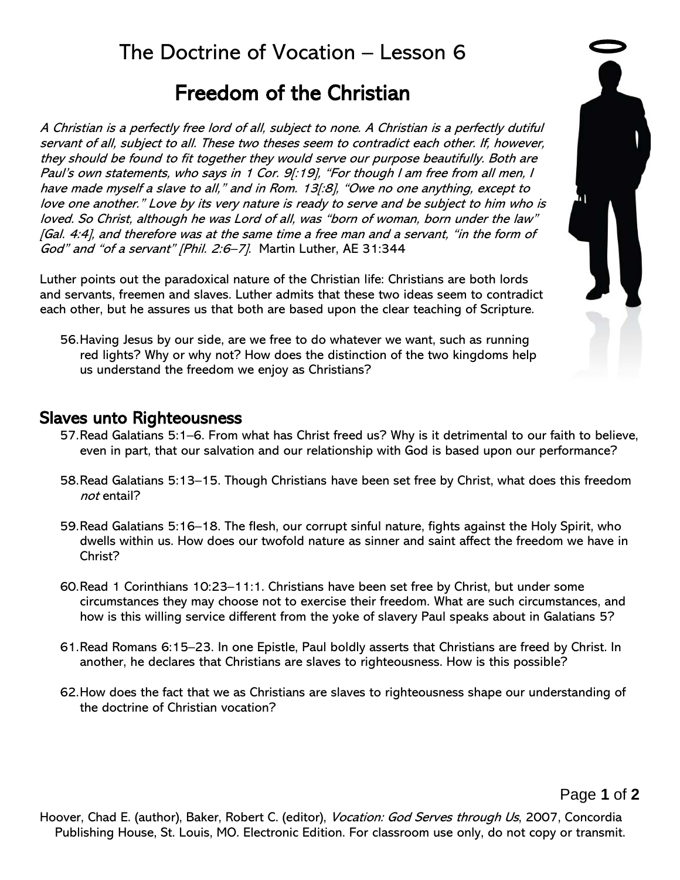# The Doctrine of Vocation – Lesson 6

## Freedom of the Christian

*A Christian is a perfectly free lord of all, subject to none. A Christian is a perfectly dutiful servant of all, subject to all. These two theses seem to contradict each other. If, however, they should be found to fit together they would serve our purpose beautifully. Both are Paul's own statements, who says in 1 Cor. 9[:19], "For though I am free from all men, I have made myself a slave to all," and in Rom. 13[:8], "Owe no one anything, except to love one another." Love by its very nature is ready to serve and be subject to him who is loved. So Christ, although he was Lord of all, was "born of woman, born under the law" [Gal. 4:4], and therefore was at the same time a free man and a servant, "in the form of God" and "of a servant" [Phil. 2:6–7].* Martin Luther, AE 31:344

Luther points out the paradoxical nature of the Christian life: Christians are both lords and servants, freemen and slaves. Luther admits that these two ideas seem to contradict each other, but he assures us that both are based upon the clear teaching of Scripture.

56. Having Jesus by our side, are we free to do whatever we want, such as running red lights? Why or why not? How does the distinction of the two kingdoms help us understand the freedom we enjoy as Christians?

## Slaves unto Righteousness

57. Read Galatians 5:1–6. From what has Christ freed us? Why is it detrimental to our faith to believe, even in part, that our salvation and our relationship with God is based upon our performance?

58. Read Galatians 5:13–15. Though Christians have been set free by Christ, what does this freedom *not* entail?

59. Read Galatians 5:16–18. The flesh, our corrupt sinful nature, fights against the Holy Spirit, who dwells within us. How does our twofold nature as sinner and saint affect the freedom we have in Christ?

60. Read 1 Corinthians 10:23–11:1. Christians have been set free by Christ, but under some circumstances they may choose not to exercise their freedom. What are such circumstances, and how is this willing service different from the yoke of slavery Paul speaks about in Galatians 5?

61. Read Romans 6:15–23. In one Epistle, Paul boldly asserts that Christians are freed by Christ. In another, he declares that Christians are slaves to righteousness. How is this possible?

62. How does the fact that we as Christians are slaves to righteousness shape our understanding of the doctrine of Christian vocation?

Hoover, Chad E. (author), Baker, Robert C. (editor), *Vocation: God Serves through Us*, 2007, Concordia Publishing House, St. Louis, MO. Electronic Edition. For classroom use only, do not copy or transmit.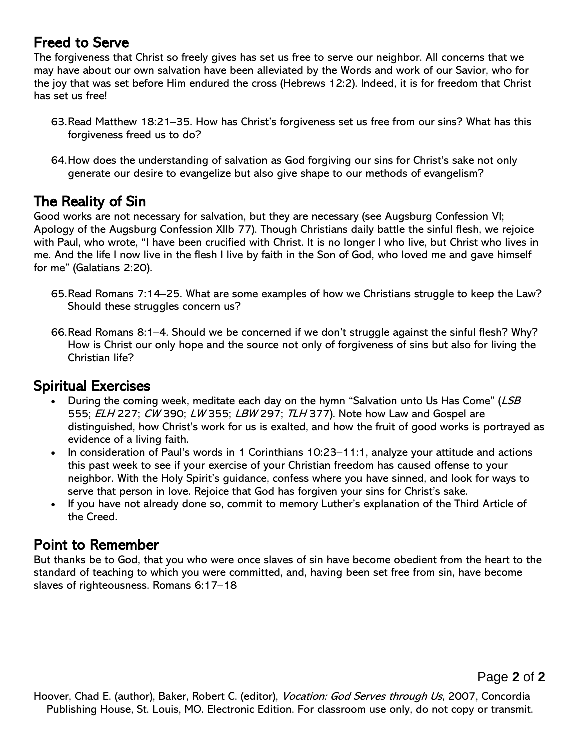## Freed to Serve

The forgiveness that Christ so freely gives has set us free to serve our neighbor. All concerns that we may have about our own salvation have been alleviated by the Words and work of our Savior, who for the joy that was set before Him endured the cross (Hebrews 12:2). Indeed, it is for freedom that Christ has set us free!

63. Read Matthew 18:21–35. How has Christ's forgiveness set us free from our sins? What has this forgiveness freed us to do?

64. How does the understanding of salvation as God forgiving our sins for Christ's sake not only generate our desire to evangelize but also give shape to our methods of evangelism?

## The Reality of Sin

Good works are not necessary for salvation, but they are necessary (see Augsburg Confession VI; Apology of the Augsburg Confession XIIb 77). Though Christians daily battle the sinful flesh, we rejoice with Paul, who wrote, "I have been crucified with Christ. It is no longer I who live, but Christ who lives in me. And the life I now live in the flesh I live by faith in the Son of God, who loved me and gave himself for me" (Galatians 2:20).

65. Read Romans 7:14–25. What are some examples of how we Christians struggle to keep the Law? Should these struggles concern us?

66. Read Romans 8:1–4. Should we be concerned if we don't struggle against the sinful flesh? Why? How is Christ our only hope and the source not only of forgiveness of sins but also for living the Christian life?

## Spiritual Exercises

- During the coming week, meditate each day on the hymn "Salvation unto Us Has Come" (*LSB* 555; *ELH* 227; *CW* 390; *LW* 355; *LBW* 297; *TLH* 377). Note how Law and Gospel are distinguished, how Christ's work for us is exalted, and how the fruit of good works is portrayed as evidence of a living faith.
- In consideration of Paul's words in 1 Corinthians 10:23–11:1, analyze your attitude and actions this past week to see if your exercise of your Christian freedom has caused offense to your neighbor. With the Holy Spirit's guidance, confess where you have sinned, and look for ways to serve that person in love. Rejoice that God has forgiven your sins for Christ's sake.
- If you have not already done so, commit to memory Luther's explanation of the Third Article of the Creed.

## Point to Remember

But thanks be to God, that you who were once slaves of sin have become obedient from the heart to the standard of teaching to which you were committed, and, having been set free from sin, have become slaves of righteousness. Romans 6:17–18

Hoover, Chad E. (author), Baker, Robert C. (editor), *Vocation: God Serves through Us*, 2007, Concordia Publishing House, St. Louis, MO. Electronic Edition. For classroom use only, do not copy or transmit.